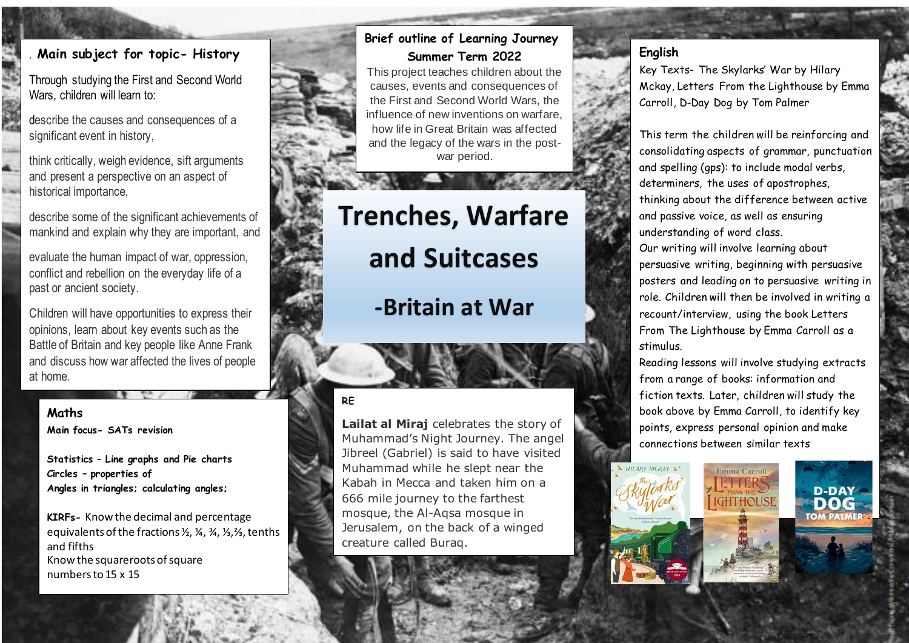# Trenches, Warfare and Suitcases

## -Britain at War

### Brief outline of Learning Journey Summer Term 2022

This project teaches children about the causes, events and consequences of the First and Second World Wars, the influence of new inventions on warfare, how life in Great Britain was affected and the legacy of the wars in the post-war period.

### . Main subject for topic- History

Through studying the First and Second World Wars, children will learn to:

describe the causes and consequences of a significant event in history,

think critically, weigh evidence, sift arguments and present a perspective on an aspect of historical importance,

describe some of the significant achievements of mankind and explain why they are important, and

evaluate the human impact of war, oppression, conflict and rebellion on the everyday life of a past or ancient society.

Children will have opportunities to express their opinions, learn about key events such as the Battle of Britain and key people like Anne Frank and discuss how war affected the lives of people at home.

### Maths

**Main focus- SATs revision**

**Statistics – Line graphs and Pie charts**
**Circles – properties of**
**Angles in triangles; calculating angles;**

**KIRFs-** Know the decimal and percentage equivalents of the fractions ½, ¼, ¾, ⅓,⅔, tenths and fifths
Know the squareroots of square numbers to 15 x 15

### RE

**Lailat al Miraj** celebrates the story of Muhammad's Night Journey. The angel Jibreel (Gabriel) is said to have visited Muhammad while he slept near the Kabah in Mecca and taken him on a 666 mile journey to the farthest mosque, the Al-Aqsa mosque in Jerusalem, on the back of a winged creature called Buraq.

### English

Key Texts- The Skylarks' War by Hilary Mckay, Letters From the Lighthouse by Emma Carroll, D-Day Dog by Tom Palmer

This term the children will be reinforcing and consolidating aspects of grammar, punctuation and spelling (gps): to include modal verbs, determiners, the uses of apostrophes, thinking about the difference between active and passive voice, as well as ensuring understanding of word class.

Our writing will involve learning about persuasive writing, beginning with persuasive posters and leading on to persuasive writing in role. Children will then be involved in writing a recount/interview, using the book Letters From The Lighthouse by Emma Carroll as a stimulus.

Reading lessons will involve studying extracts from a range of books: information and fiction texts. Later, children will study the book above by Emma Carroll, to identify key points, express personal opinion and make connections between similar texts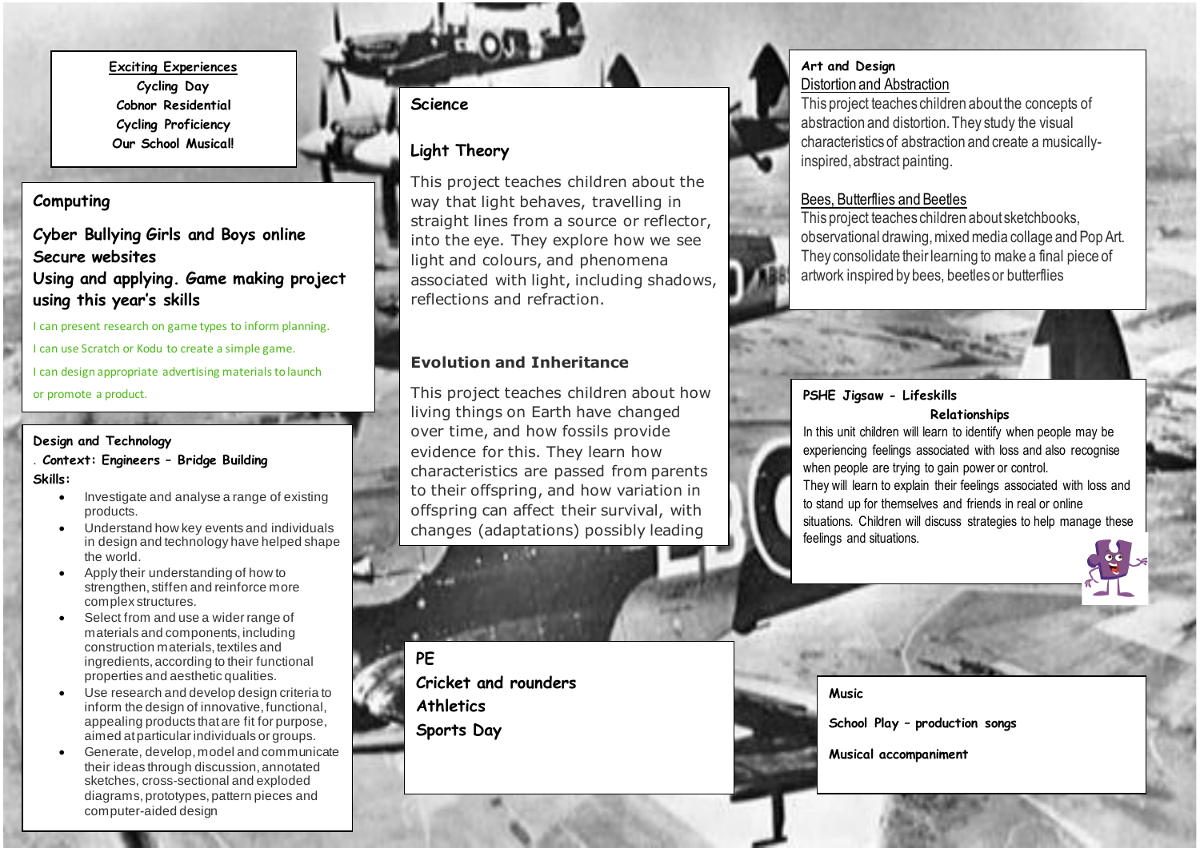## Exciting Experiences

Cycling Day
Cobnor Residential
Cycling Proficiency
Our School Musical!

## Computing

**Cyber Bullying Girls and Boys online**
**Secure websites**
**Using and applying. Game making project using this year's skills**

I can present research on game types to inform planning.

I can use Scratch or Kodu to create a simple game.

I can design appropriate advertising materials to launch or promote a product.

## Design and Technology

. **Context: Engineers – Bridge Building**

**Skills:**

- Investigate and analyse a range of existing products.
- Understand how key events and individuals in design and technology have helped shape the world.
- Apply their understanding of how to strengthen, stiffen and reinforce more complex structures.
- Select from and use a wider range of materials and components, including construction materials, textiles and ingredients, according to their functional properties and aesthetic qualities.
- Use research and develop design criteria to inform the design of innovative, functional, appealing products that are fit for purpose, aimed at particular individuals or groups.
- Generate, develop, model and communicate their ideas through discussion, annotated sketches, cross-sectional and exploded diagrams, prototypes, pattern pieces and computer-aided design

## Science

### Light Theory

This project teaches children about the way that light behaves, travelling in straight lines from a source or reflector, into the eye. They explore how we see light and colours, and phenomena associated with light, including shadows, reflections and refraction.

### Evolution and Inheritance

This project teaches children about how living things on Earth have changed over time, and how fossils provide evidence for this. They learn how characteristics are passed from parents to their offspring, and how variation in offspring can affect their survival, with changes (adaptations) possibly leading

## PE

Cricket and rounders
Athletics
Sports Day

## Art and Design

### Distortion and Abstraction

This project teaches children about the concepts of abstraction and distortion. They study the visual characteristics of abstraction and create a musically-inspired, abstract painting.

### Bees, Butterflies and Beetles

This project teaches children about sketchbooks, observational drawing, mixed media collage and Pop Art. They consolidate their learning to make a final piece of artwork inspired by bees, beetles or butterflies

## PSHE Jigsaw - Lifeskills

**Relationships**

In this unit children will learn to identify when people may be experiencing feelings associated with loss and also recognise when people are trying to gain power or control.
They will learn to explain their feelings associated with loss and to stand up for themselves and friends in real or online situations. Children will discuss strategies to help manage these feelings and situations.

## Music

School Play – production songs

Musical accompaniment